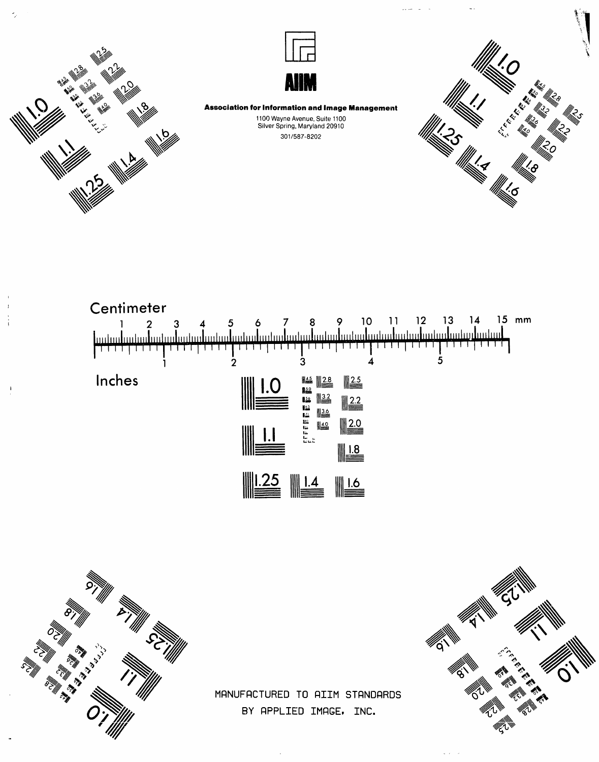# AIIM

**Association for Information and Image Management**

1100 Wayne Avenue, Suite 1100
Silver Spring, Maryland 20910

301/587-8202

Centimeter

1 2 3 4 5 6 7 8 9 10 11 12 13 14 15 mm

Inches

1 2 3 4 5

1.0 1.1 1.25 1.4 1.6 1.8 2.0 2.2 2.5 2.8 3.2 3.6 4.0 4.5 5.0 5.6 6.3 7.1 8.0

MANUFACTURED TO AIIM STANDARDS
BY APPLIED IMAGE, INC.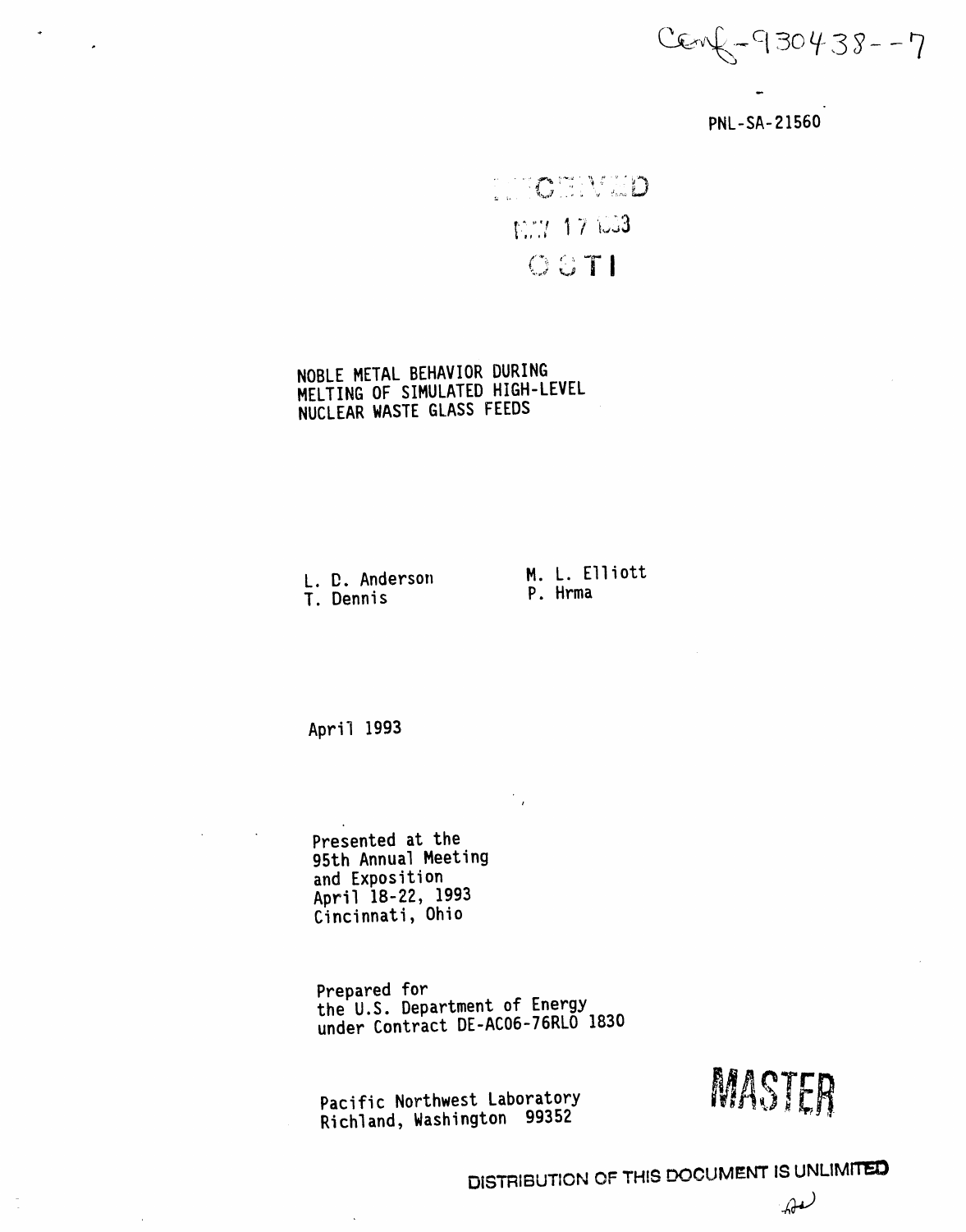Conf-930438--7

PNL-SA-21560

RECEIVED

MAY 17 1993

OSTI

# NOBLE METAL BEHAVIOR DURING MELTING OF SIMULATED HIGH-LEVEL NUCLEAR WASTE GLASS FEEDS

L. D. Anderson
T. Dennis

M. L. Elliott
P. Hrma

April 1993

Presented at the
95th Annual Meeting
and Exposition
April 18-22, 1993
Cincinnati, Ohio

Prepared for
the U.S. Department of Energy
under Contract DE-AC06-76RLO 1830

Pacific Northwest Laboratory
Richland, Washington 99352

MASTER

DISTRIBUTION OF THIS DOCUMENT IS UNLIMITED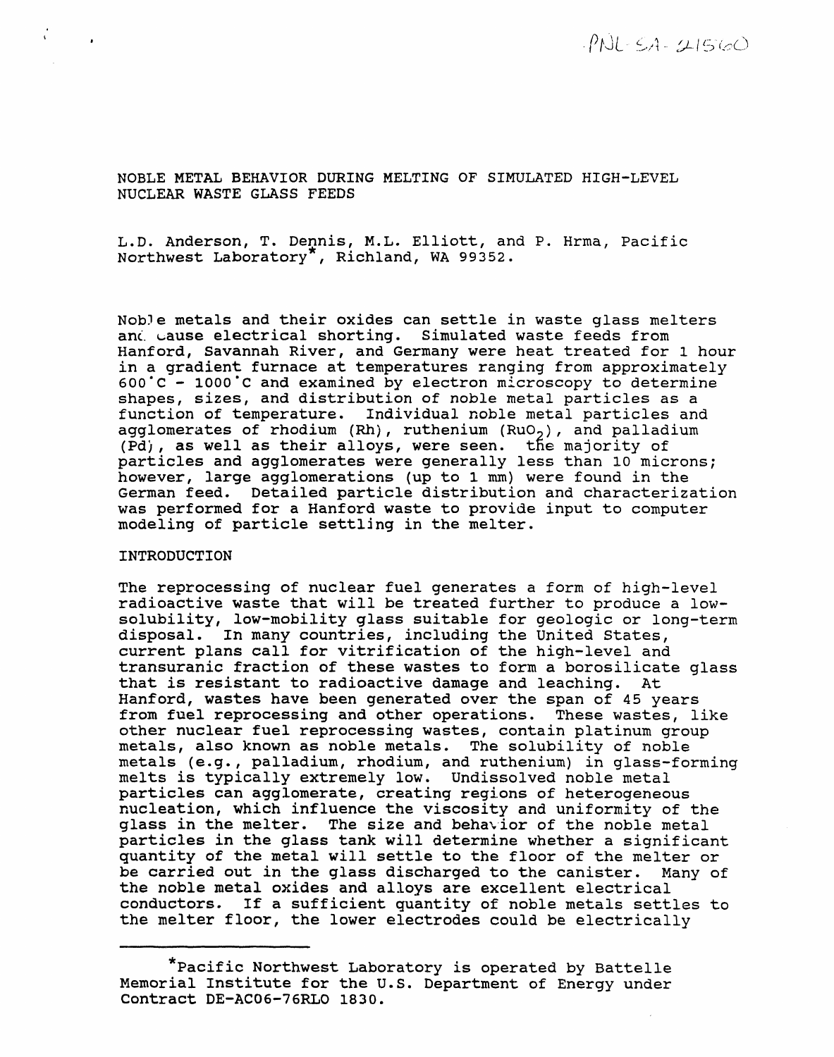PNL-SA-21560

# NOBLE METAL BEHAVIOR DURING MELTING OF SIMULATED HIGH-LEVEL NUCLEAR WASTE GLASS FEEDS

L.D. Anderson, T. Dennis, M.L. Elliott, and P. Hrma, Pacific Northwest Laboratory*, Richland, WA 99352.

Noble metals and their oxides can settle in waste glass melters and cause electrical shorting. Simulated waste feeds from Hanford, Savannah River, and Germany were heat treated for 1 hour in a gradient furnace at temperatures ranging from approximately 600°C - 1000°C and examined by electron microscopy to determine shapes, sizes, and distribution of noble metal particles as a function of temperature. Individual noble metal particles and agglomerates of rhodium (Rh), ruthenium ($RuO_2$), and palladium (Pd), as well as their alloys, were seen. the majority of particles and agglomerates were generally less than 10 microns; however, large agglomerations (up to 1 mm) were found in the German feed. Detailed particle distribution and characterization was performed for a Hanford waste to provide input to computer modeling of particle settling in the melter.

## INTRODUCTION

The reprocessing of nuclear fuel generates a form of high-level radioactive waste that will be treated further to produce a low-solubility, low-mobility glass suitable for geologic or long-term disposal. In many countries, including the United States, current plans call for vitrification of the high-level and transuranic fraction of these wastes to form a borosilicate glass that is resistant to radioactive damage and leaching. At Hanford, wastes have been generated over the span of 45 years from fuel reprocessing and other operations. These wastes, like other nuclear fuel reprocessing wastes, contain platinum group metals, also known as noble metals. The solubility of noble metals (e.g., palladium, rhodium, and ruthenium) in glass-forming melts is typically extremely low. Undissolved noble metal particles can agglomerate, creating regions of heterogeneous nucleation, which influence the viscosity and uniformity of the glass in the melter. The size and behavior of the noble metal particles in the glass tank will determine whether a significant quantity of the metal will settle to the floor of the melter or be carried out in the glass discharged to the canister. Many of the noble metal oxides and alloys are excellent electrical conductors. If a sufficient quantity of noble metals settles to the melter floor, the lower electrodes could be electrically

---

*Pacific Northwest Laboratory is operated by Battelle Memorial Institute for the U.S. Department of Energy under Contract DE-AC06-76RLO 1830.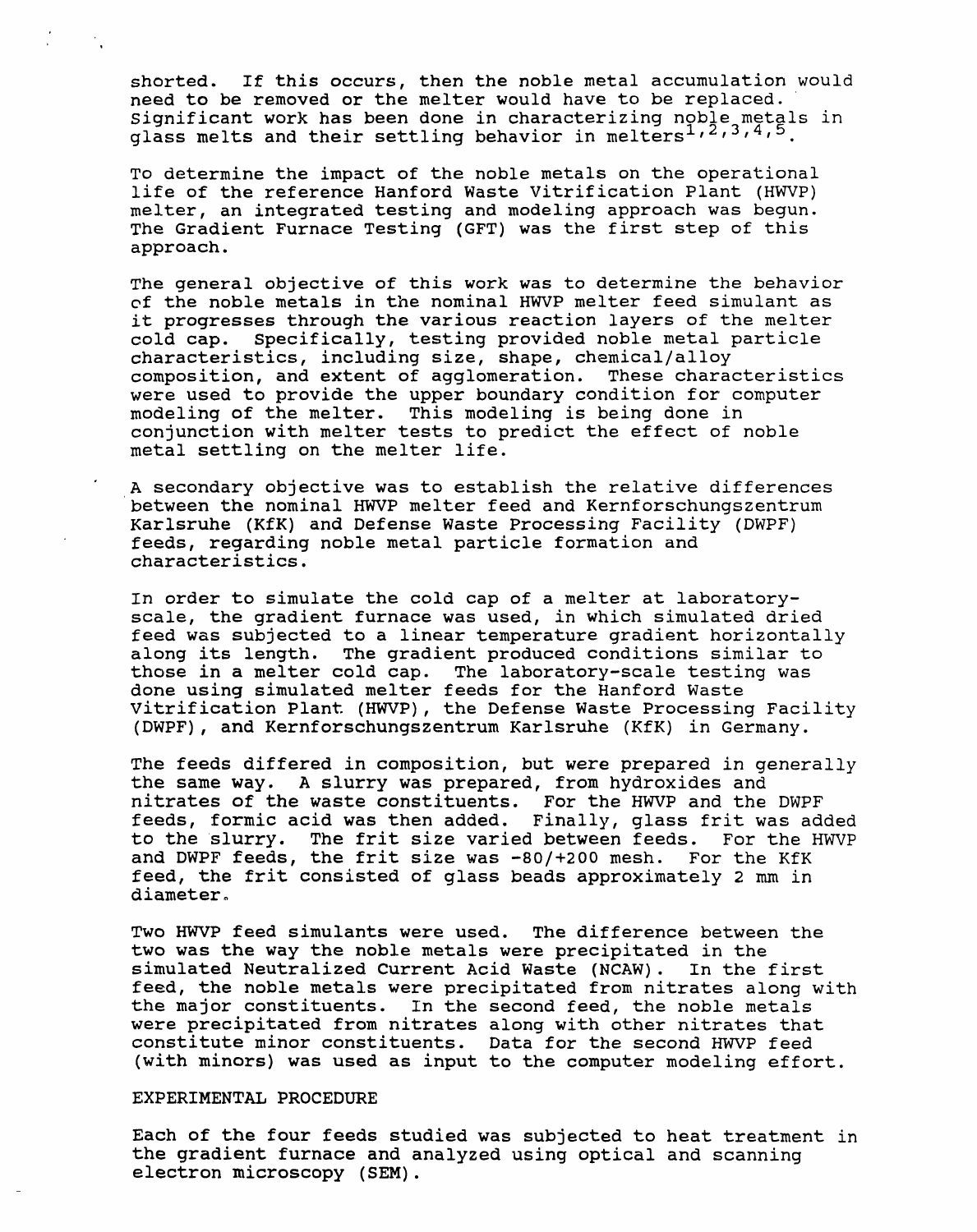shorted. If this occurs, then the noble metal accumulation would need to be removed or the melter would have to be replaced. Significant work has been done in characterizing noble metals in glass melts and their settling behavior in melters[1,2,3,4,5].

To determine the impact of the noble metals on the operational life of the reference Hanford Waste Vitrification Plant (HWVP) melter, an integrated testing and modeling approach was begun. The Gradient Furnace Testing (GFT) was the first step of this approach.

The general objective of this work was to determine the behavior of the noble metals in the nominal HWVP melter feed simulant as it progresses through the various reaction layers of the melter cold cap. Specifically, testing provided noble metal particle characteristics, including size, shape, chemical/alloy composition, and extent of agglomeration. These characteristics were used to provide the upper boundary condition for computer modeling of the melter. This modeling is being done in conjunction with melter tests to predict the effect of noble metal settling on the melter life.

A secondary objective was to establish the relative differences between the nominal HWVP melter feed and Kernforschungszentrum Karlsruhe (KfK) and Defense Waste Processing Facility (DWPF) feeds, regarding noble metal particle formation and characteristics.

In order to simulate the cold cap of a melter at laboratory-scale, the gradient furnace was used, in which simulated dried feed was subjected to a linear temperature gradient horizontally along its length. The gradient produced conditions similar to those in a melter cold cap. The laboratory-scale testing was done using simulated melter feeds for the Hanford Waste Vitrification Plant (HWVP), the Defense Waste Processing Facility (DWPF), and Kernforschungszentrum Karlsruhe (KfK) in Germany.

The feeds differed in composition, but were prepared in generally the same way. A slurry was prepared, from hydroxides and nitrates of the waste constituents. For the HWVP and the DWPF feeds, formic acid was then added. Finally, glass frit was added to the slurry. The frit size varied between feeds. For the HWVP and DWPF feeds, the frit size was -80/+200 mesh. For the KfK feed, the frit consisted of glass beads approximately 2 mm in diameter.

Two HWVP feed simulants were used. The difference between the two was the way the noble metals were precipitated in the simulated Neutralized Current Acid Waste (NCAW). In the first feed, the noble metals were precipitated from nitrates along with the major constituents. In the second feed, the noble metals were precipitated from nitrates along with other nitrates that constitute minor constituents. Data for the second HWVP feed (with minors) was used as input to the computer modeling effort.

## EXPERIMENTAL PROCEDURE

Each of the four feeds studied was subjected to heat treatment in the gradient furnace and analyzed using optical and scanning electron microscopy (SEM).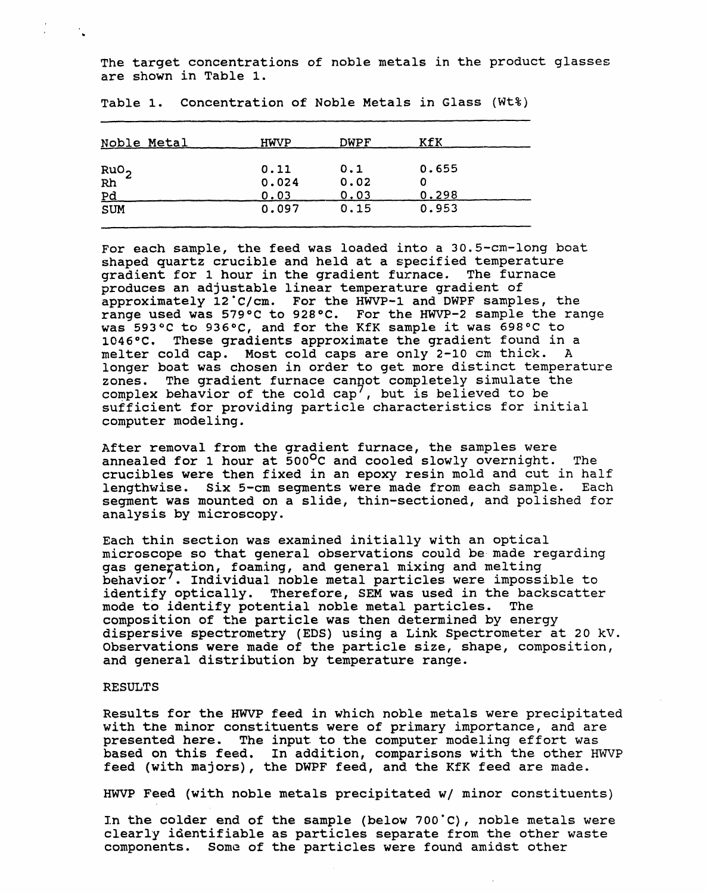The target concentrations of noble metals in the product glasses are shown in Table 1.

Table 1. Concentration of Noble Metals in Glass (Wt%)

| Noble Metal | HWVP | DWPF | KfK |
|---|---|---|---|
| $RuO_2$ | 0.11 | 0.1 | 0.655 |
| Rh | 0.024 | 0.02 | 0 |
| Pd | 0.03 | 0.03 | 0.298 |
| SUM | 0.097 | 0.15 | 0.953 |

For each sample, the feed was loaded into a 30.5-cm-long boat shaped quartz crucible and held at a specified temperature gradient for 1 hour in the gradient furnace. The furnace produces an adjustable linear temperature gradient of approximately 12°C/cm. For the HWVP-1 and DWPF samples, the range used was 579°C to 928°C. For the HWVP-2 sample the range was 593°C to 936°C, and for the KfK sample it was 698°C to 1046°C. These gradients approximate the gradient found in a melter cold cap. Most cold caps are only 2-10 cm thick. A longer boat was chosen in order to get more distinct temperature zones. The gradient furnace cannot completely simulate the complex behavior of the cold cap[7], but is believed to be sufficient for providing particle characteristics for initial computer modeling.

After removal from the gradient furnace, the samples were annealed for 1 hour at 500°C and cooled slowly overnight. The crucibles were then fixed in an epoxy resin mold and cut in half lengthwise. Six 5-cm segments were made from each sample. Each segment was mounted on a slide, thin-sectioned, and polished for analysis by microscopy.

Each thin section was examined initially with an optical microscope so that general observations could be made regarding gas generation, foaming, and general mixing and melting behavior[7]. Individual noble metal particles were impossible to identify optically. Therefore, SEM was used in the backscatter mode to identify potential noble metal particles. The composition of the particle was then determined by energy dispersive spectrometry (EDS) using a Link Spectrometer at 20 kV. Observations were made of the particle size, shape, composition, and general distribution by temperature range.

## RESULTS

Results for the HWVP feed in which noble metals were precipitated with the minor constituents were of primary importance, and are presented here. The input to the computer modeling effort was based on this feed. In addition, comparisons with the other HWVP feed (with majors), the DWPF feed, and the KfK feed are made.

### HWVP Feed (with noble metals precipitated w/ minor constituents)

In the colder end of the sample (below 700°C), noble metals were clearly identifiable as particles separate from the other waste components. Some of the particles were found amidst other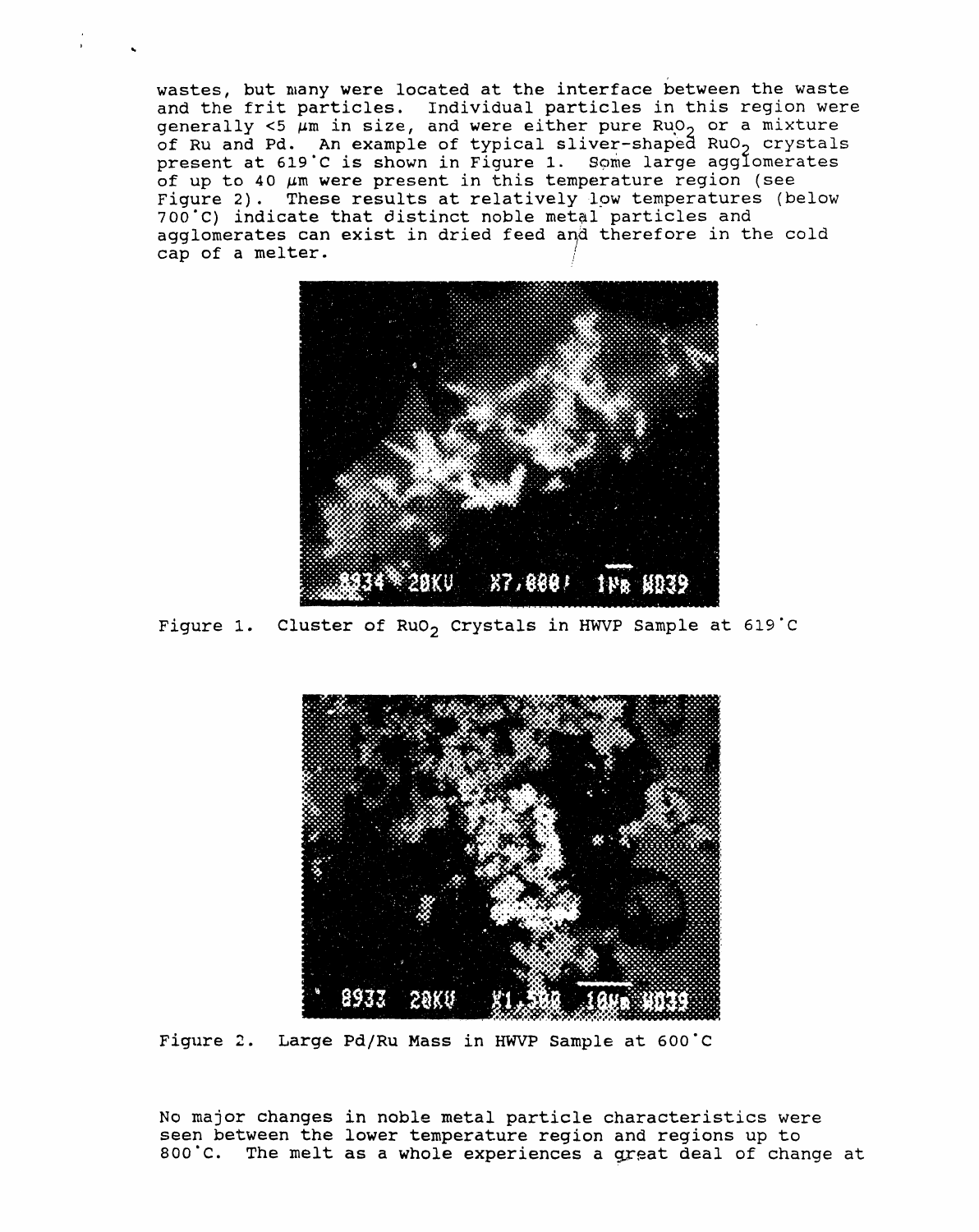wastes, but many were located at the interface between the waste and the frit particles. Individual particles in this region were generally <5 μm in size, and were either pure $RuO_2$ or a mixture of Ru and Pd. An example of typical sliver-shaped $RuO_2$ crystals present at 619°C is shown in Figure 1. Some large agglomerates of up to 40 μm were present in this temperature region (see Figure 2). These results at relatively low temperatures (below 700°C) indicate that distinct noble metal particles and agglomerates can exist in dried feed and therefore in the cold cap of a melter.

Figure 1. Cluster of $RuO_2$ Crystals in HWVP Sample at 619°C

Figure 2. Large Pd/Ru Mass in HWVP Sample at 600°C

No major changes in noble metal particle characteristics were seen between the lower temperature region and regions up to 800°C. The melt as a whole experiences a great deal of change at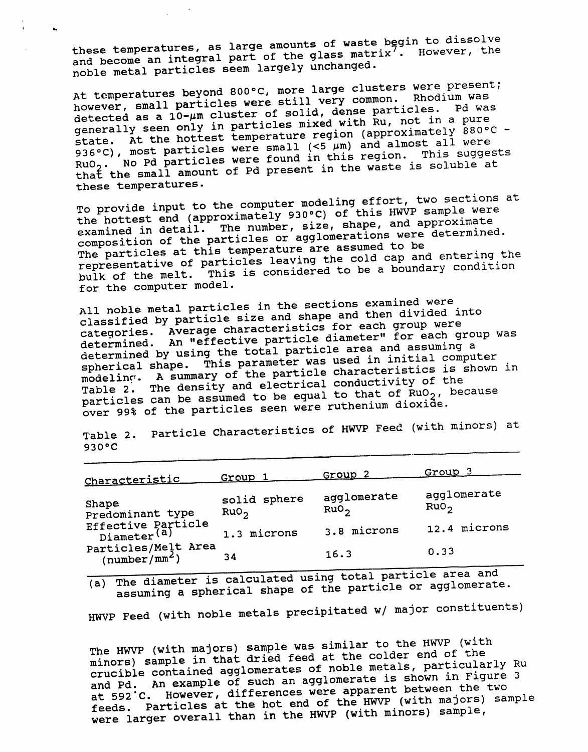these temperatures, as large amounts of waste begin to dissolve and become an integral part of the glass matrix[7]. However, the noble metal particles seem largely unchanged.

At temperatures beyond 800°C, more large clusters were present; however, small particles were still very common. Rhodium was detected as a 10-μm cluster of solid, dense particles. Pd was generally seen only in particles mixed with Ru, not in a pure state. At the hottest temperature region (approximately 880°C - 936°C), most particles were small (<5 μm) and almost all were $RuO_2$. No Pd particles were found in this region. This suggests that the small amount of Pd present in the waste is soluble at these temperatures.

To provide input to the computer modeling effort, two sections at the hottest end (approximately 930°C) of this HWVP sample were examined in detail. The number, size, shape, and approximate composition of the particles or agglomerations were determined. The particles at this temperature are assumed to be representative of particles leaving the cold cap and entering the bulk of the melt. This is considered to be a boundary condition for the computer model.

All noble metal particles in the sections examined were classified by particle size and shape and then divided into categories. Average characteristics for each group were determined. An "effective particle diameter" for each group was determined by using the total particle area and assuming a spherical shape. This parameter was used in initial computer modeling. A summary of the particle characteristics is shown in Table 2. The density and electrical conductivity of the particles can be assumed to be equal to that of $RuO_2$, because over 99% of the particles seen were ruthenium dioxide.

Table 2. Particle Characteristics of HWVP Feed (with minors) at 930°C

| Characteristic | Group 1 | Group 2 | Group 3 |
|---|---|---|---|
| Shape | solid sphere | agglomerate | agglomerate |
| Predominant type | $RuO_2$ | $RuO_2$ | $RuO_2$ |
| Effective Particle Diameter[(a)] | 1.3 microns | 3.8 microns | 12.4 microns |
| Particles/Melt Area (number/$mm^2$) | 34 | 16.3 | 0.33 |

(a) The diameter is calculated using total particle area and assuming a spherical shape of the particle or agglomerate.

HWVP Feed (with noble metals precipitated w/ major constituents)

The HWVP (with majors) sample was similar to the HWVP (with minors) sample in that dried feed at the colder end of the crucible contained agglomerates of noble metals, particularly Ru and Pd. An example of such an agglomerate is shown in Figure 3 at 592°C. However, differences were apparent between the two feeds. Particles at the hot end of the HWVP (with majors) sample were larger overall than in the HWVP (with minors) sample,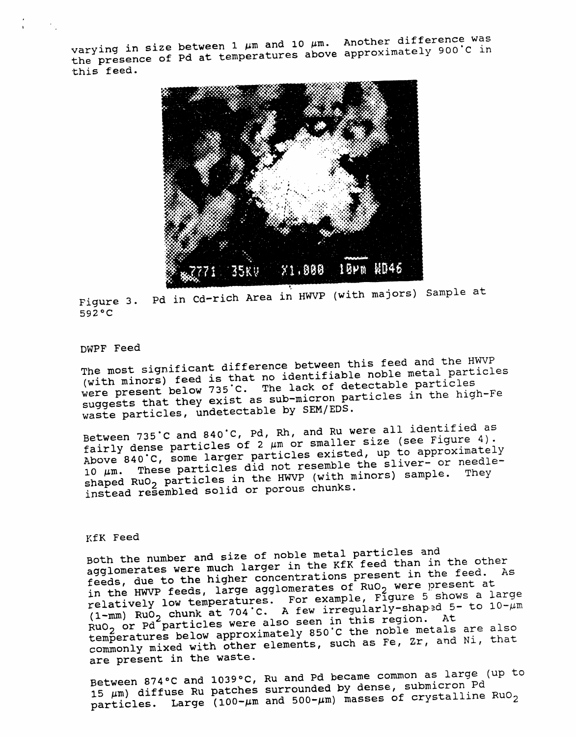varying in size between 1 μm and 10 μm. Another difference was the presence of Pd at temperatures above approximately 900°C in this feed.

Figure 3. Pd in Cd-rich Area in HWVP (with majors) Sample at 592°C

## DWPF Feed

The most significant difference between this feed and the HWVP (with minors) feed is that no identifiable noble metal particles were present below 735°C. The lack of detectable particles suggests that they exist as sub-micron particles in the high-Fe waste particles, undetectable by SEM/EDS.

Between 735°C and 840°C, Pd, Rh, and Ru were all identified as fairly dense particles of 2 μm or smaller size (see Figure 4). Above 840°C, some larger particles existed, up to approximately 10 μm. These particles did not resemble the sliver- or needle-shaped $RuO_2$ particles in the HWVP (with minors) sample. They instead resembled solid or porous chunks.

## KfK Feed

Both the number and size of noble metal particles and agglomerates were much larger in the KfK feed than in the other feeds, due to the higher concentrations present in the feed. As in the HWVP feeds, large agglomerates of $RuO_2$ were present at relatively low temperatures. For example, Figure 5 shows a large (1-mm) $RuO_2$ chunk at 704°C. A few irregularly-shaped 5- to 10-μm $RuO_2$ or Pd particles were also seen in this region. At temperatures below approximately 850°C the noble metals are also commonly mixed with other elements, such as Fe, Zr, and Ni, that are present in the waste.

Between 874°C and 1039°C, Ru and Pd became common as large (up to 15 μm) diffuse Ru patches surrounded by dense, submicron Pd particles. Large (100-μm and 500-μm) masses of crystalline $RuO_2$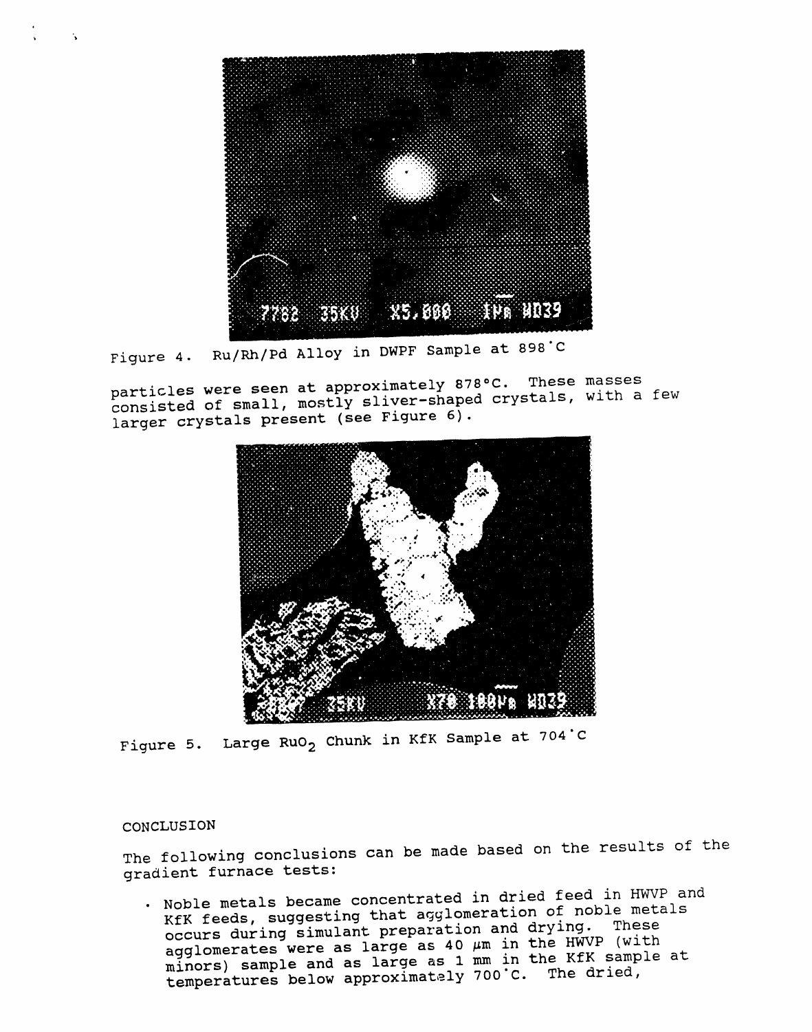Figure 4. Ru/Rh/Pd Alloy in DWPF Sample at 898°C

particles were seen at approximately 878°C. These masses consisted of small, mostly sliver-shaped crystals, with a few larger crystals present (see Figure 6).

Figure 5. Large $RuO_2$ Chunk in KfK Sample at 704°C

## CONCLUSION

The following conclusions can be made based on the results of the gradient furnace tests:

- Noble metals became concentrated in dried feed in HWVP and KfK feeds, suggesting that agglomeration of noble metals occurs during simulant preparation and drying. These agglomerates were as large as 40 μm in the HWVP (with minors) sample and as large as 1 mm in the KfK sample at temperatures below approximately 700°C. The dried,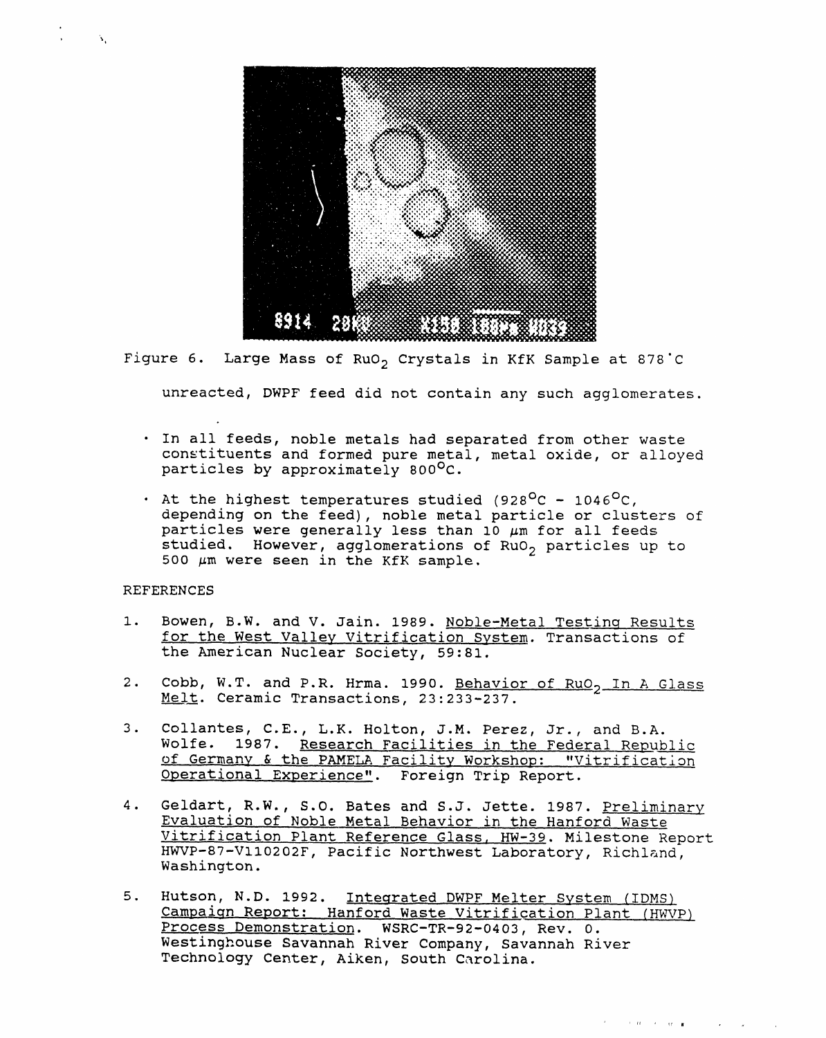Figure 6. Large Mass of $RuO_2$ Crystals in KfK Sample at 878°C

unreacted, DWPF feed did not contain any such agglomerates.

- In all feeds, noble metals had separated from other waste constituents and formed pure metal, metal oxide, or alloyed particles by approximately 800°C.
- At the highest temperatures studied (928°C - 1046°C, depending on the feed), noble metal particle or clusters of particles were generally less than 10 $\mu$m for all feeds studied. However, agglomerations of $RuO_2$ particles up to 500 $\mu$m were seen in the KfK sample.

REFERENCES

1. Bowen, B.W. and V. Jain. 1989. Noble-Metal Testing Results for the West Valley Vitrification System. Transactions of the American Nuclear Society, 59:81.

2. Cobb, W.T. and P.R. Hrma. 1990. Behavior of $RuO_2$ In A Glass Melt. Ceramic Transactions, 23:233-237.

3. Collantes, C.E., L.K. Holton, J.M. Perez, Jr., and B.A. Wolfe. 1987. Research Facilities in the Federal Republic of Germany & the PAMELA Facility Workshop: "Vitrification Operational Experience". Foreign Trip Report.

4. Geldart, R.W., S.O. Bates and S.J. Jette. 1987. Preliminary Evaluation of Noble Metal Behavior in the Hanford Waste Vitrification Plant Reference Glass, HW-39. Milestone Report HWVP-87-V110202F, Pacific Northwest Laboratory, Richland, Washington.

5. Hutson, N.D. 1992. Integrated DWPF Melter System (IDMS) Campaign Report: Hanford Waste Vitrification Plant (HWVP) Process Demonstration. WSRC-TR-92-0403, Rev. 0. Westinghouse Savannah River Company, Savannah River Technology Center, Aiken, South Carolina.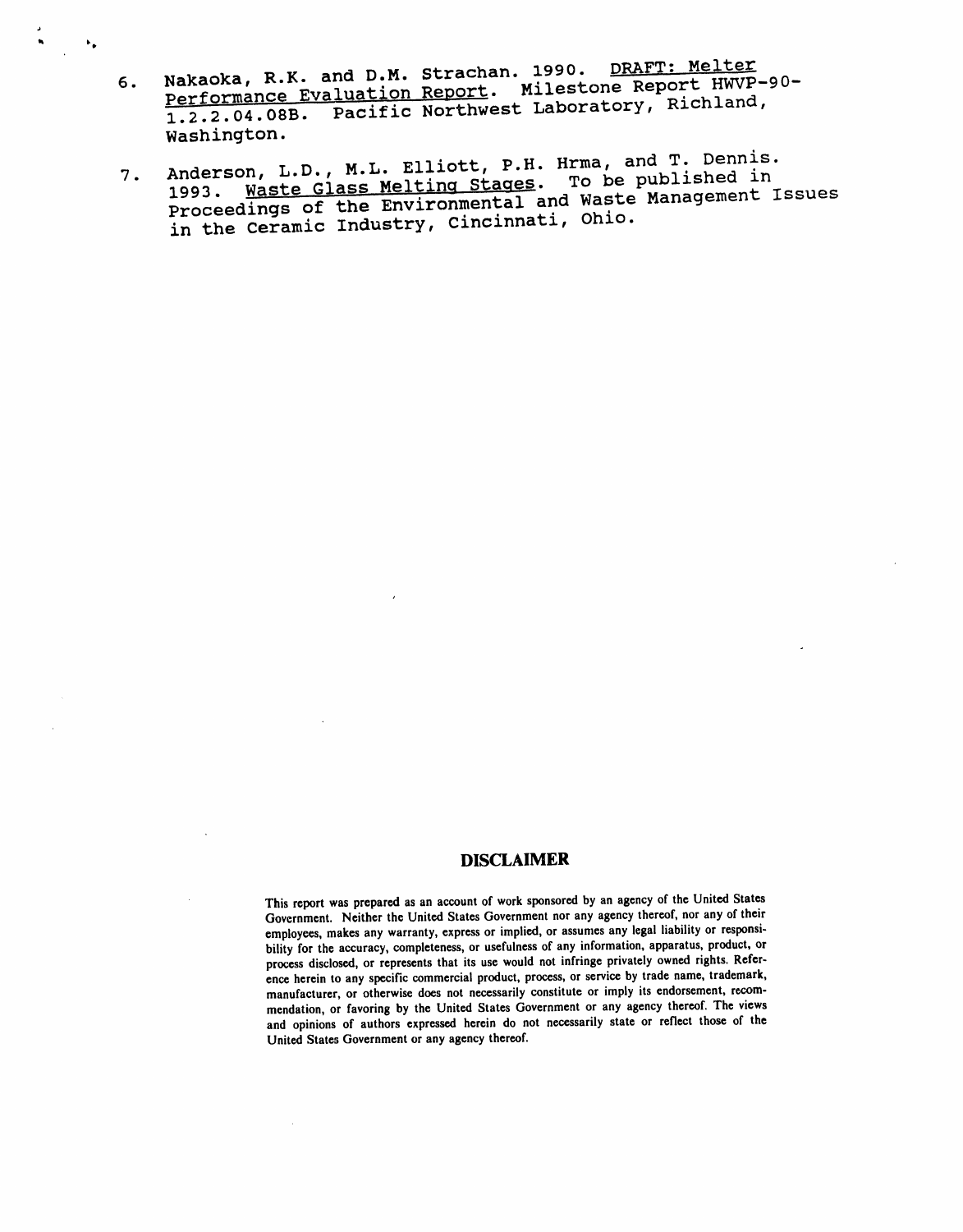6. Nakaoka, R.K. and D.M. Strachan. 1990. DRAFT: Melter Performance Evaluation Report. Milestone Report HWVP-90-1.2.2.04.08B. Pacific Northwest Laboratory, Richland, Washington.

7. Anderson, L.D., M.L. Elliott, P.H. Hrma, and T. Dennis. 1993. Waste Glass Melting Stages. To be published in Proceedings of the Environmental and Waste Management Issues in the Ceramic Industry, Cincinnati, Ohio.

## DISCLAIMER

This report was prepared as an account of work sponsored by an agency of the United States Government. Neither the United States Government nor any agency thereof, nor any of their employees, makes any warranty, express or implied, or assumes any legal liability or responsibility for the accuracy, completeness, or usefulness of any information, apparatus, product, or process disclosed, or represents that its use would not infringe privately owned rights. Reference herein to any specific commercial product, process, or service by trade name, trademark, manufacturer, or otherwise does not necessarily constitute or imply its endorsement, recommendation, or favoring by the United States Government or any agency thereof. The views and opinions of authors expressed herein do not necessarily state or reflect those of the United States Government or any agency thereof.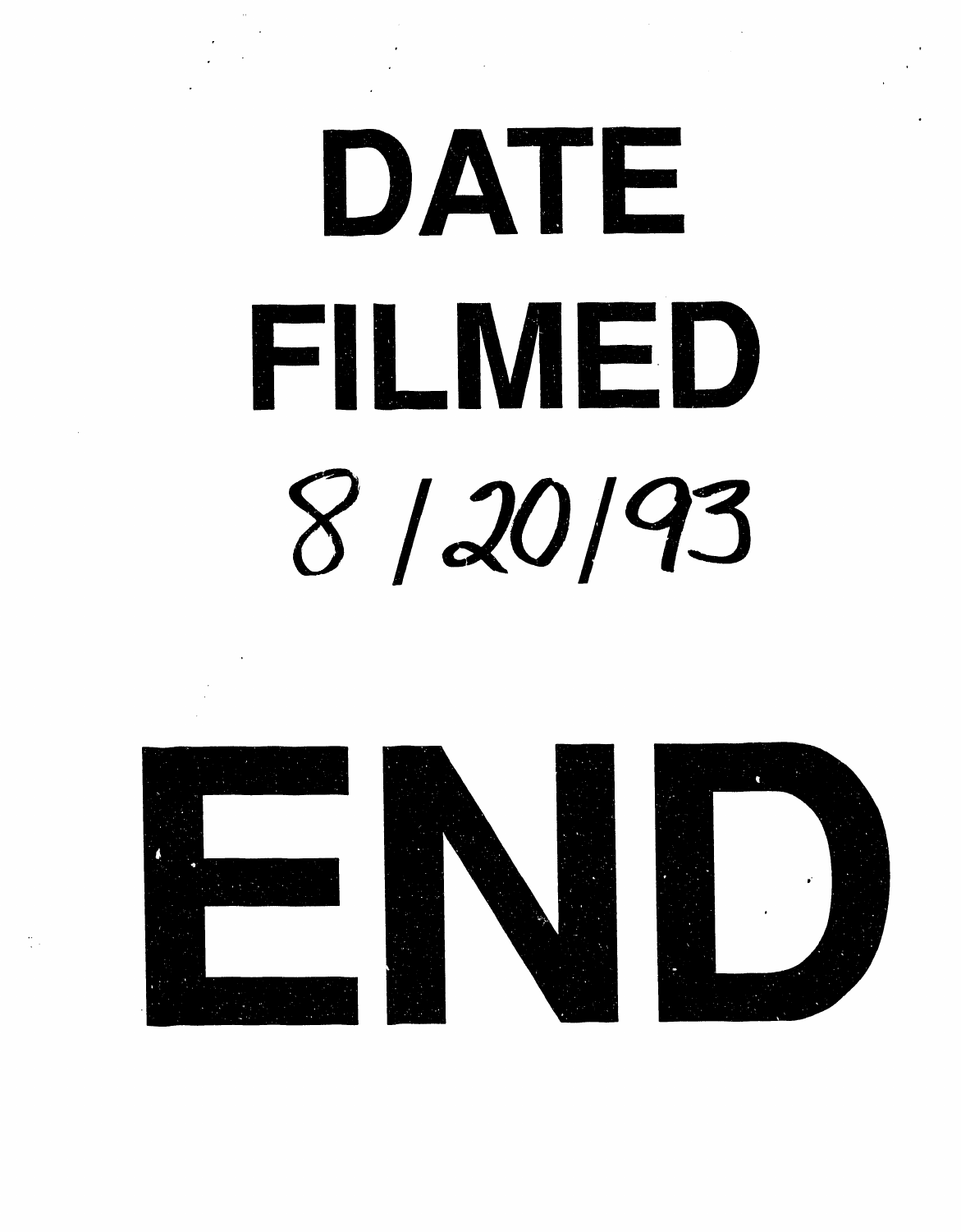# DATE

# FILMED

# 8 / 20 / 93

# END